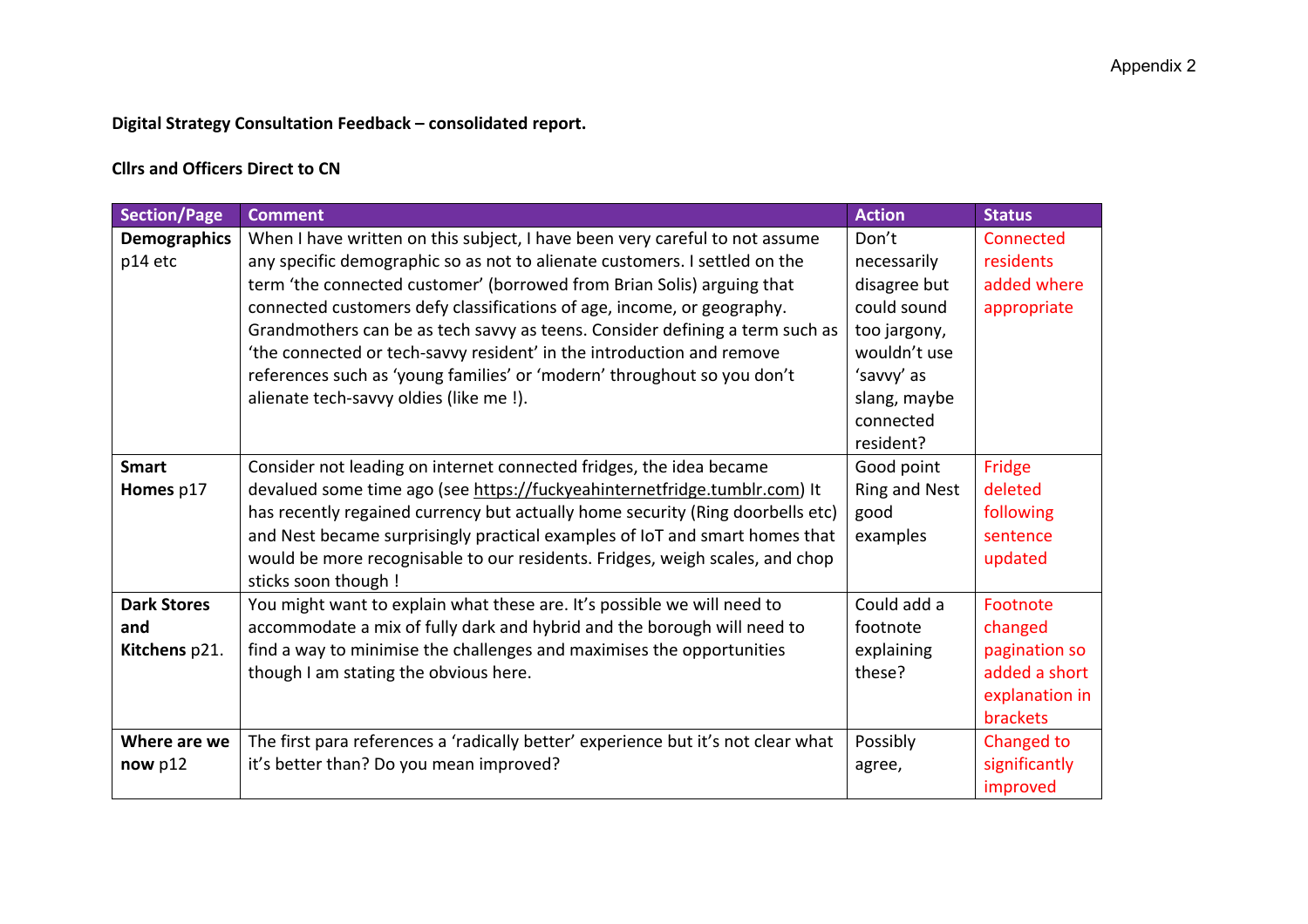Appendix 2

**Digital Strategy Consultation Feedback – consolidated report.**

**Cllrs and Officers Direct to CN**

| Section/Page | Comment | Action | Status |
|---|---|---|---|
| **Demographics** p14 etc | When I have written on this subject, I have been very careful to not assume any specific demographic so as not to alienate customers. I settled on the term 'the connected customer' (borrowed from Brian Solis) arguing that connected customers defy classifications of age, income, or geography. Grandmothers can be as tech savvy as teens. Consider defining a term such as 'the connected or tech-savvy resident' in the introduction and remove references such as 'young families' or 'modern' throughout so you don't alienate tech-savvy oldies (like me !). | Don't necessarily disagree but could sound too jargony, wouldn't use 'savvy' as slang, maybe connected resident? | Connected residents added where appropriate |
| **Smart Homes** p17 | Consider not leading on internet connected fridges, the idea became devalued some time ago (see https://fuckyeahinternetfridge.tumblr.com) It has recently regained currency but actually home security (Ring doorbells etc) and Nest became surprisingly practical examples of IoT and smart homes that would be more recognisable to our residents. Fridges, weigh scales, and chop sticks soon though ! | Good point Ring and Nest good examples | Fridge deleted following sentence updated |
| **Dark Stores and Kitchens** p21. | You might want to explain what these are. It's possible we will need to accommodate a mix of fully dark and hybrid and the borough will need to find a way to minimise the challenges and maximises the opportunities though I am stating the obvious here. | Could add a footnote explaining these? | Footnote changed pagination so added a short explanation in brackets |
| **Where are we now** p12 | The first para references a 'radically better' experience but it's not clear what it's better than? Do you mean improved? | Possibly agree, | Changed to significantly improved |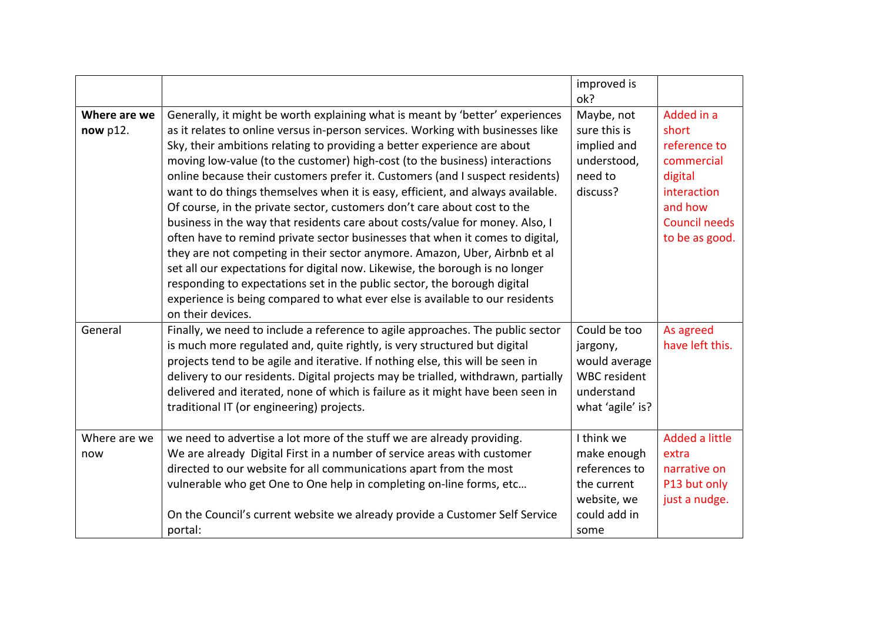| | | | |
|---|---|---|---|
| | | improved is ok? | |
| **Where are we now** p12. | Generally, it might be worth explaining what is meant by 'better' experiences as it relates to online versus in-person services. Working with businesses like Sky, their ambitions relating to providing a better experience are about moving low-value (to the customer) high-cost (to the business) interactions online because their customers prefer it. Customers (and I suspect residents) want to do things themselves when it is easy, efficient, and always available. Of course, in the private sector, customers don't care about cost to the business in the way that residents care about costs/value for money. Also, I often have to remind private sector businesses that when it comes to digital, they are not competing in their sector anymore. Amazon, Uber, Airbnb et al set all our expectations for digital now. Likewise, the borough is no longer responding to expectations set in the public sector, the borough digital experience is being compared to what ever else is available to our residents on their devices. | Maybe, not sure this is implied and understood, need to discuss? | Added in a short reference to commercial digital interaction and how Council needs to be as good. |
| General | Finally, we need to include a reference to agile approaches. The public sector is much more regulated and, quite rightly, is very structured but digital projects tend to be agile and iterative. If nothing else, this will be seen in delivery to our residents. Digital projects may be trialled, withdrawn, partially delivered and iterated, none of which is failure as it might have been seen in traditional IT (or engineering) projects. | Could be too jargony, would average WBC resident understand what 'agile' is? | As agreed have left this. |
| Where are we now | we need to advertise a lot more of the stuff we are already providing.<br>We are already Digital First in a number of service areas with customer directed to our website for all communications apart from the most vulnerable who get One to One help in completing on-line forms, etc…<br><br>On the Council's current website we already provide a Customer Self Service portal: | I think we make enough references to the current website, we could add in some | Added a little extra narrative on P13 but only just a nudge. |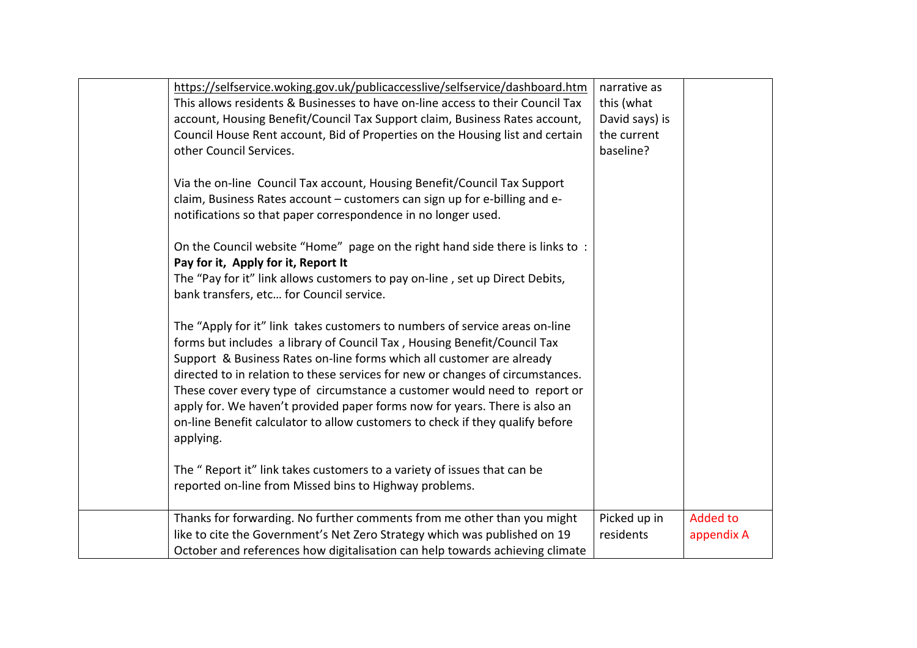|  |  |  |  |
|---|---|---|---|
|  | https://selfservice.woking.gov.uk/publicaccesslive/selfservice/dashboard.htm<br>This allows residents & Businesses to have on-line access to their Council Tax account, Housing Benefit/Council Tax Support claim, Business Rates account, Council House Rent account, Bid of Properties on the Housing list and certain other Council Services.<br><br>Via the on-line Council Tax account, Housing Benefit/Council Tax Support claim, Business Rates account – customers can sign up for e-billing and e-notifications so that paper correspondence in no longer used.<br><br>On the Council website "Home" page on the right hand side there is links to : **Pay for it, Apply for it, Report It**<br>The "Pay for it" link allows customers to pay on-line , set up Direct Debits, bank transfers, etc… for Council service.<br><br>The "Apply for it" link takes customers to numbers of service areas on-line forms but includes a library of Council Tax , Housing Benefit/Council Tax Support & Business Rates on-line forms which all customer are already directed to in relation to these services for new or changes of circumstances. These cover every type of circumstance a customer would need to report or apply for. We haven't provided paper forms now for years. There is also an on-line Benefit calculator to allow customers to check if they qualify before applying.<br><br>The " Report it" link takes customers to a variety of issues that can be reported on-line from Missed bins to Highway problems. | narrative as this (what David says) is the current baseline? |  |
|  | Thanks for forwarding. No further comments from me other than you might like to cite the Government's Net Zero Strategy which was published on 19 October and references how digitalisation can help towards achieving climate | Picked up in residents | Added to appendix A |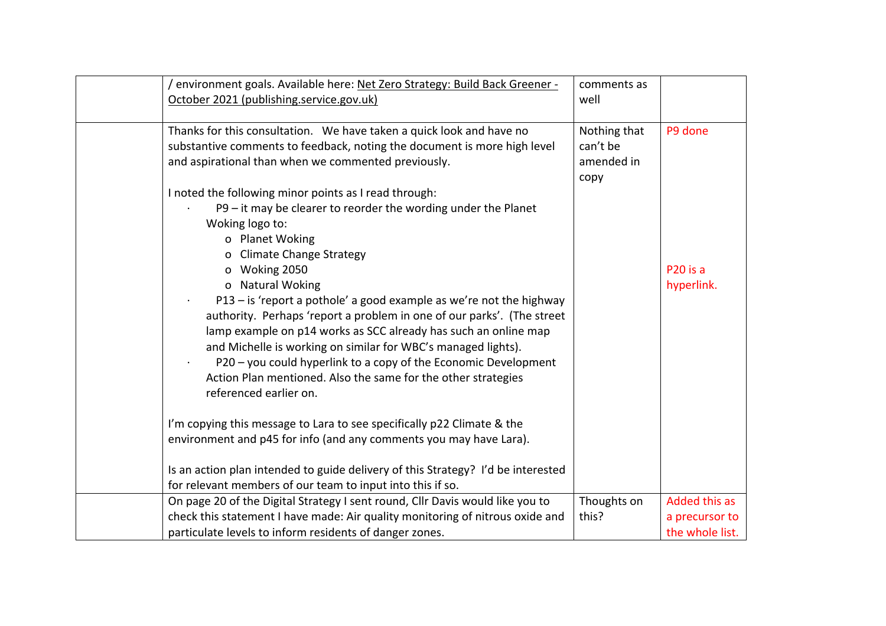| | | | |
|---|---|---|---|
| | / environment goals. Available here: Net Zero Strategy: Build Back Greener - October 2021 (publishing.service.gov.uk) | comments as well | |
| | Thanks for this consultation. We have taken a quick look and have no substantive comments to feedback, noting the document is more high level and aspirational than when we commented previously.<br><br>I noted the following minor points as I read through:<br>· P9 – it may be clearer to reorder the wording under the Planet Woking logo to:<br>o Planet Woking<br>o Climate Change Strategy<br>o Woking 2050<br>o Natural Woking<br>· P13 – is 'report a pothole' a good example as we're not the highway authority. Perhaps 'report a problem in one of our parks'. (The street lamp example on p14 works as SCC already has such an online map and Michelle is working on similar for WBC's managed lights).<br>· P20 – you could hyperlink to a copy of the Economic Development Action Plan mentioned. Also the same for the other strategies referenced earlier on.<br><br>I'm copying this message to Lara to see specifically p22 Climate & the environment and p45 for info (and any comments you may have Lara).<br><br>Is an action plan intended to guide delivery of this Strategy? I'd be interested for relevant members of our team to input into this if so. | Nothing that can't be amended in copy | P9 done<br><br>P20 is a hyperlink. |
| | On page 20 of the Digital Strategy I sent round, Cllr Davis would like you to check this statement I have made: Air quality monitoring of nitrous oxide and particulate levels to inform residents of danger zones. | Thoughts on this? | Added this as a precursor to the whole list. |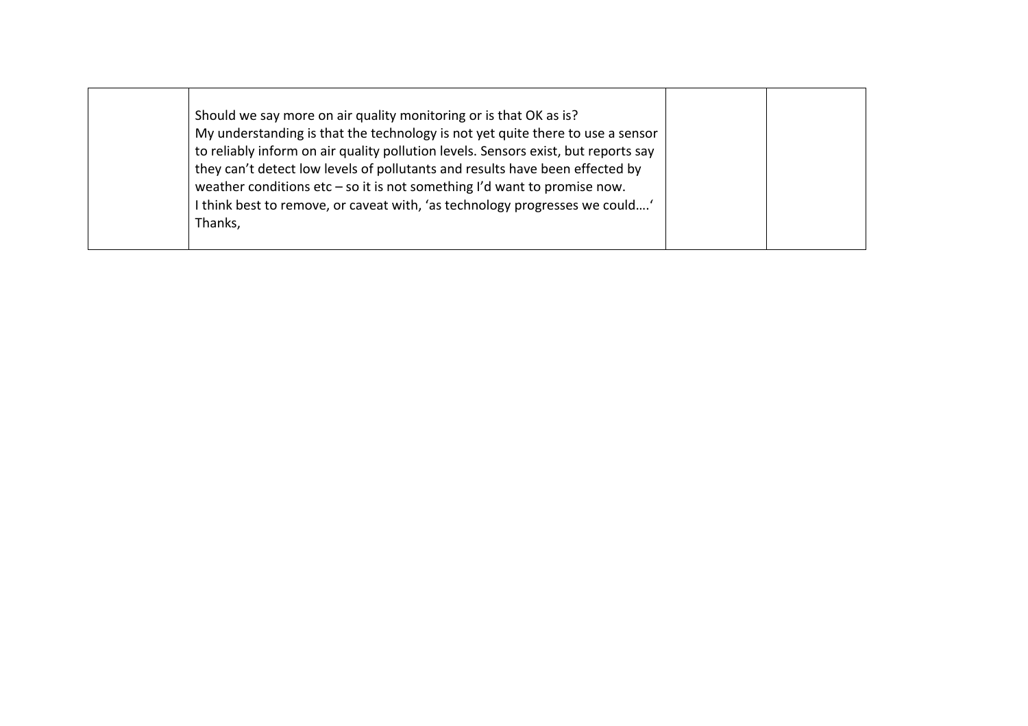|  | Should we say more on air quality monitoring or is that OK as is?<br>My understanding is that the technology is not yet quite there to use a sensor to reliably inform on air quality pollution levels. Sensors exist, but reports say they can't detect low levels of pollutants and results have been effected by weather conditions etc – so it is not something I'd want to promise now.<br>I think best to remove, or caveat with, 'as technology progresses we could….'<br>Thanks, |  |  |
|---|---|---|---|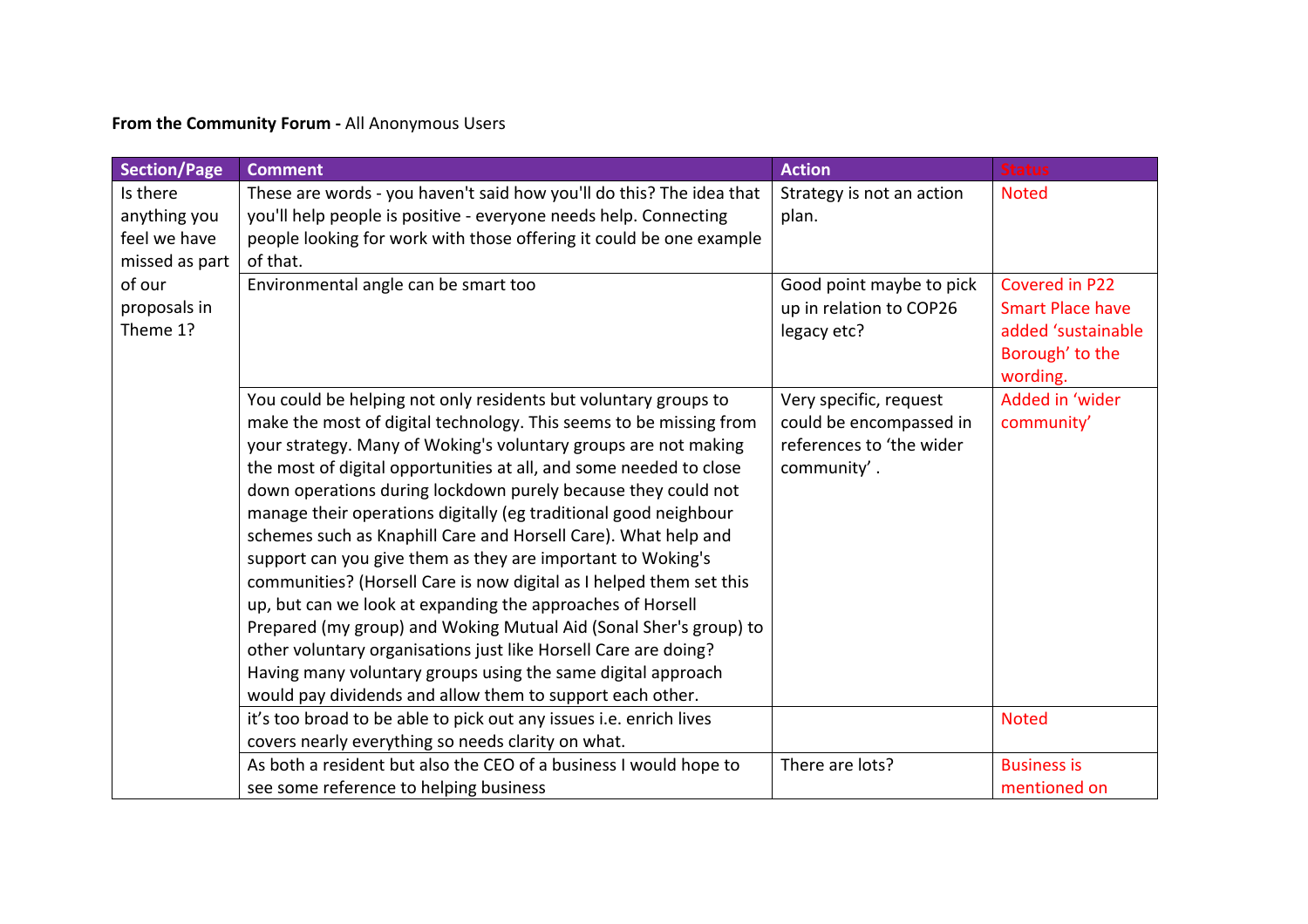**From the Community Forum -** All Anonymous Users

| Section/Page | Comment | Action | Status |
|---|---|---|---|
| Is there anything you feel we have missed as part of our proposals in Theme 1? | These are words - you haven't said how you'll do this? The idea that you'll help people is positive - everyone needs help. Connecting people looking for work with those offering it could be one example of that. | Strategy is not an action plan. | Noted |
| | Environmental angle can be smart too | Good point maybe to pick up in relation to COP26 legacy etc? | Covered in P22 Smart Place have added 'sustainable Borough' to the wording. |
| | You could be helping not only residents but voluntary groups to make the most of digital technology. This seems to be missing from your strategy. Many of Woking's voluntary groups are not making the most of digital opportunities at all, and some needed to close down operations during lockdown purely because they could not manage their operations digitally (eg traditional good neighbour schemes such as Knaphill Care and Horsell Care). What help and support can you give them as they are important to Woking's communities? (Horsell Care is now digital as I helped them set this up, but can we look at expanding the approaches of Horsell Prepared (my group) and Woking Mutual Aid (Sonal Sher's group) to other voluntary organisations just like Horsell Care are doing? Having many voluntary groups using the same digital approach would pay dividends and allow them to support each other. | Very specific, request could be encompassed in references to 'the wider community' . | Added in 'wider community' |
| | it's too broad to be able to pick out any issues i.e. enrich lives covers nearly everything so needs clarity on what. | | Noted |
| | As both a resident but also the CEO of a business I would hope to see some reference to helping business | There are lots? | Business is mentioned on |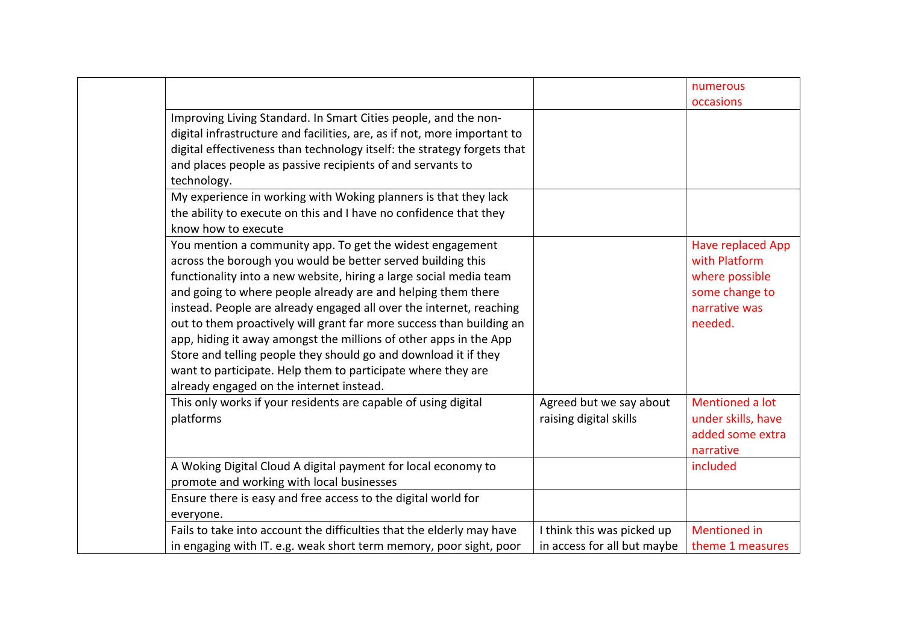| | | | |
|---|---|---|---|
| | | | numerous occasions |
| | Improving Living Standard. In Smart Cities people, and the non-digital infrastructure and facilities, are, as if not, more important to digital effectiveness than technology itself: the strategy forgets that and places people as passive recipients of and servants to technology. | | |
| | My experience in working with Woking planners is that they lack the ability to execute on this and I have no confidence that they know how to execute | | |
| | You mention a community app. To get the widest engagement across the borough you would be better served building this functionality into a new website, hiring a large social media team and going to where people already are and helping them there instead. People are already engaged all over the internet, reaching out to them proactively will grant far more success than building an app, hiding it away amongst the millions of other apps in the App Store and telling people they should go and download it if they want to participate. Help them to participate where they are already engaged on the internet instead. | | Have replaced App with Platform where possible some change to narrative was needed. |
| | This only works if your residents are capable of using digital platforms | Agreed but we say about raising digital skills | Mentioned a lot under skills, have added some extra narrative |
| | A Woking Digital Cloud A digital payment for local economy to promote and working with local businesses | | included |
| | Ensure there is easy and free access to the digital world for everyone. | | |
| | Fails to take into account the difficulties that the elderly may have in engaging with IT. e.g. weak short term memory, poor sight, poor | I think this was picked up in access for all but maybe | Mentioned in theme 1 measures |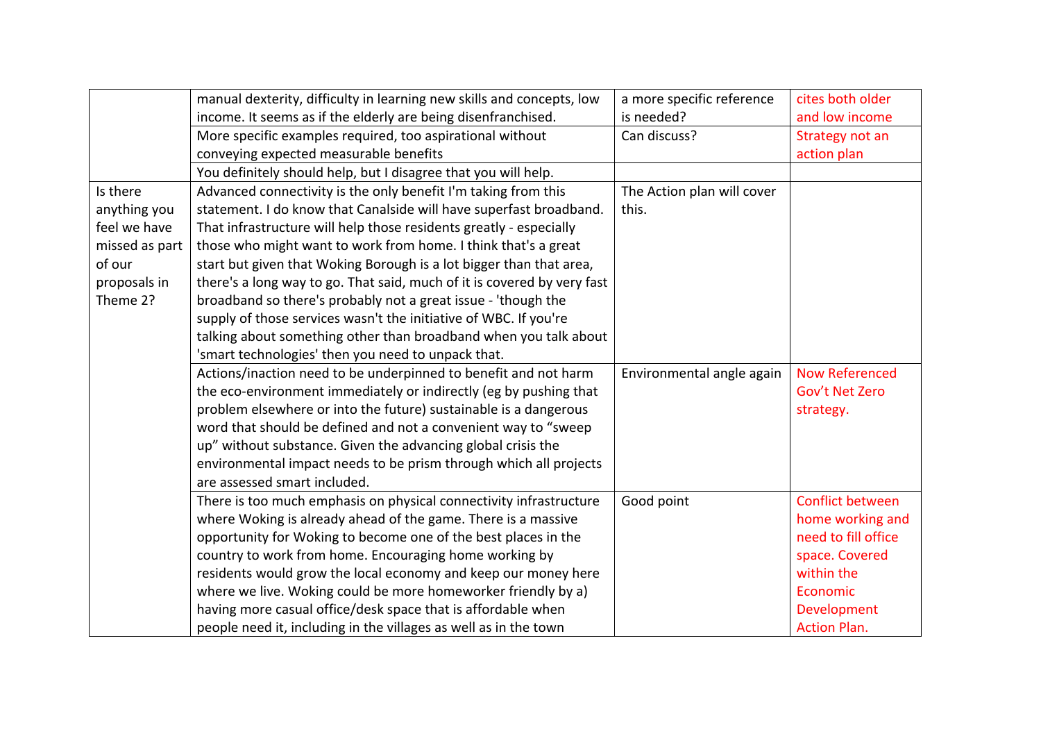| | | | |
|---|---|---|---|
| | manual dexterity, difficulty in learning new skills and concepts, low income. It seems as if the elderly are being disenfranchised. | a more specific reference is needed? | cites both older and low income |
| | More specific examples required, too aspirational without conveying expected measurable benefits | Can discuss? | Strategy not an action plan |
| | You definitely should help, but I disagree that you will help. | | |
| Is there anything you feel we have missed as part of our proposals in Theme 2? | Advanced connectivity is the only benefit I'm taking from this statement. I do know that Canalside will have superfast broadband. That infrastructure will help those residents greatly - especially those who might want to work from home. I think that's a great start but given that Woking Borough is a lot bigger than that area, there's a long way to go. That said, much of it is covered by very fast broadband so there's probably not a great issue - 'though the supply of those services wasn't the initiative of WBC. If you're talking about something other than broadband when you talk about 'smart technologies' then you need to unpack that. | The Action plan will cover this. | |
| | Actions/inaction need to be underpinned to benefit and not harm the eco-environment immediately or indirectly (eg by pushing that problem elsewhere or into the future) sustainable is a dangerous word that should be defined and not a convenient way to "sweep up" without substance. Given the advancing global crisis the environmental impact needs to be prism through which all projects are assessed smart included. | Environmental angle again | Now Referenced Gov't Net Zero strategy. |
| | There is too much emphasis on physical connectivity infrastructure where Woking is already ahead of the game. There is a massive opportunity for Woking to become one of the best places in the country to work from home. Encouraging home working by residents would grow the local economy and keep our money here where we live. Woking could be more homeworker friendly by a) having more casual office/desk space that is affordable when people need it, including in the villages as well as in the town | Good point | Conflict between home working and need to fill office space. Covered within the Economic Development Action Plan. |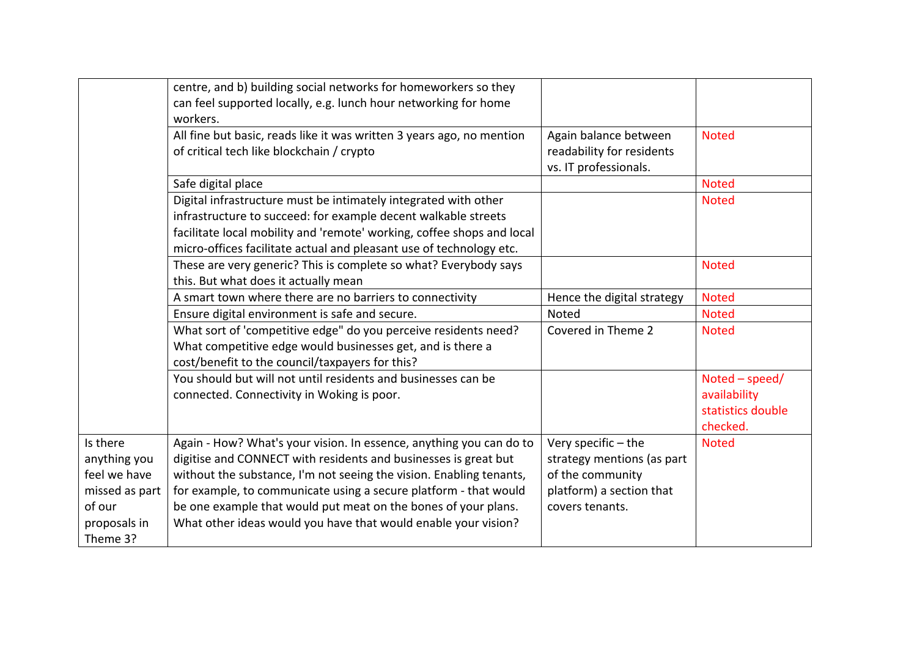| | | | |
|---|---|---|---|
| | centre, and b) building social networks for homeworkers so they can feel supported locally, e.g. lunch hour networking for home workers. | | |
| | All fine but basic, reads like it was written 3 years ago, no mention of critical tech like blockchain / crypto | Again balance between readability for residents vs. IT professionals. | Noted |
| | Safe digital place | | Noted |
| | Digital infrastructure must be intimately integrated with other infrastructure to succeed: for example decent walkable streets facilitate local mobility and 'remote' working, coffee shops and local micro-offices facilitate actual and pleasant use of technology etc. | | Noted |
| | These are very generic? This is complete so what? Everybody says this. But what does it actually mean | | Noted |
| | A smart town where there are no barriers to connectivity | Hence the digital strategy | Noted |
| | Ensure digital environment is safe and secure. | Noted | Noted |
| | What sort of 'competitive edge" do you perceive residents need? What competitive edge would businesses get, and is there a cost/benefit to the council/taxpayers for this? | Covered in Theme 2 | Noted |
| | You should but will not until residents and businesses can be connected. Connectivity in Woking is poor. | | Noted – speed/ availability statistics double checked. |
| Is there anything you feel we have missed as part of our proposals in Theme 3? | Again - How? What's your vision. In essence, anything you can do to digitise and CONNECT with residents and businesses is great but without the substance, I'm not seeing the vision. Enabling tenants, for example, to communicate using a secure platform - that would be one example that would put meat on the bones of your plans. What other ideas would you have that would enable your vision? | Very specific – the strategy mentions (as part of the community platform) a section that covers tenants. | Noted |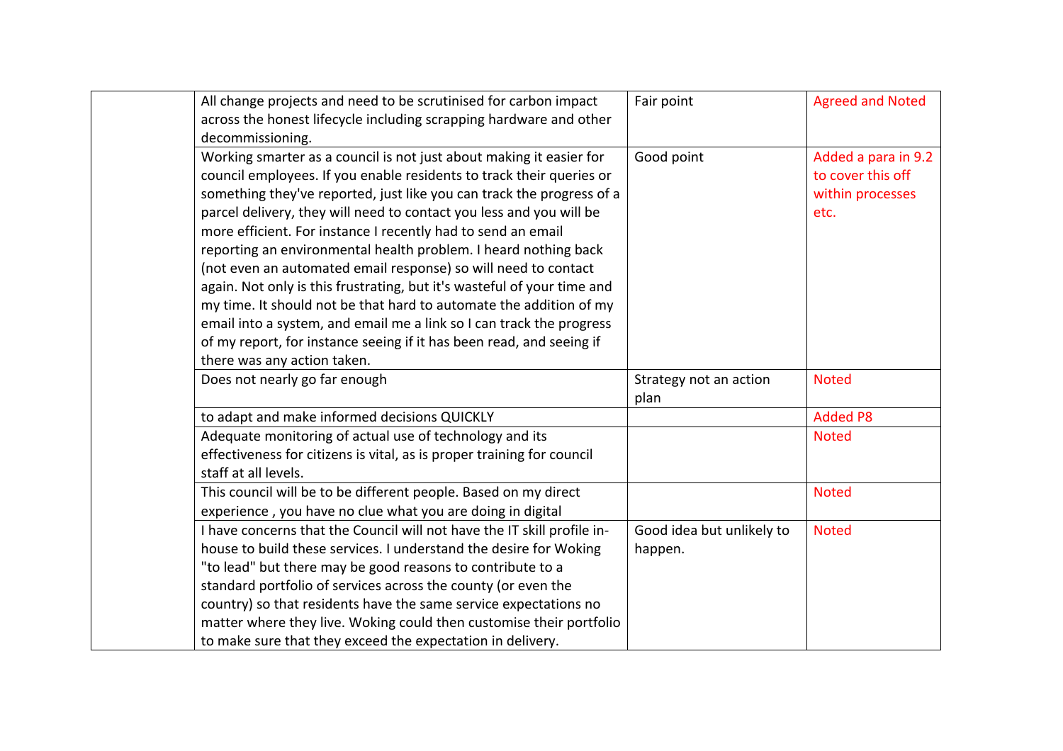| | | | |
|---|---|---|---|
| | All change projects and need to be scrutinised for carbon impact across the honest lifecycle including scrapping hardware and other decommissioning. | Fair point | Agreed and Noted |
| | Working smarter as a council is not just about making it easier for council employees. If you enable residents to track their queries or something they've reported, just like you can track the progress of a parcel delivery, they will need to contact you less and you will be more efficient. For instance I recently had to send an email reporting an environmental health problem. I heard nothing back (not even an automated email response) so will need to contact again. Not only is this frustrating, but it's wasteful of your time and my time. It should not be that hard to automate the addition of my email into a system, and email me a link so I can track the progress of my report, for instance seeing if it has been read, and seeing if there was any action taken. | Good point | Added a para in 9.2 to cover this off within processes etc. |
| | Does not nearly go far enough | Strategy not an action plan | Noted |
| | to adapt and make informed decisions QUICKLY | | Added P8 |
| | Adequate monitoring of actual use of technology and its effectiveness for citizens is vital, as is proper training for council staff at all levels. | | Noted |
| | This council will be to be different people. Based on my direct experience , you have no clue what you are doing in digital | | Noted |
| | I have concerns that the Council will not have the IT skill profile in-house to build these services. I understand the desire for Woking "to lead" but there may be good reasons to contribute to a standard portfolio of services across the county (or even the country) so that residents have the same service expectations no matter where they live. Woking could then customise their portfolio to make sure that they exceed the expectation in delivery. | Good idea but unlikely to happen. | Noted |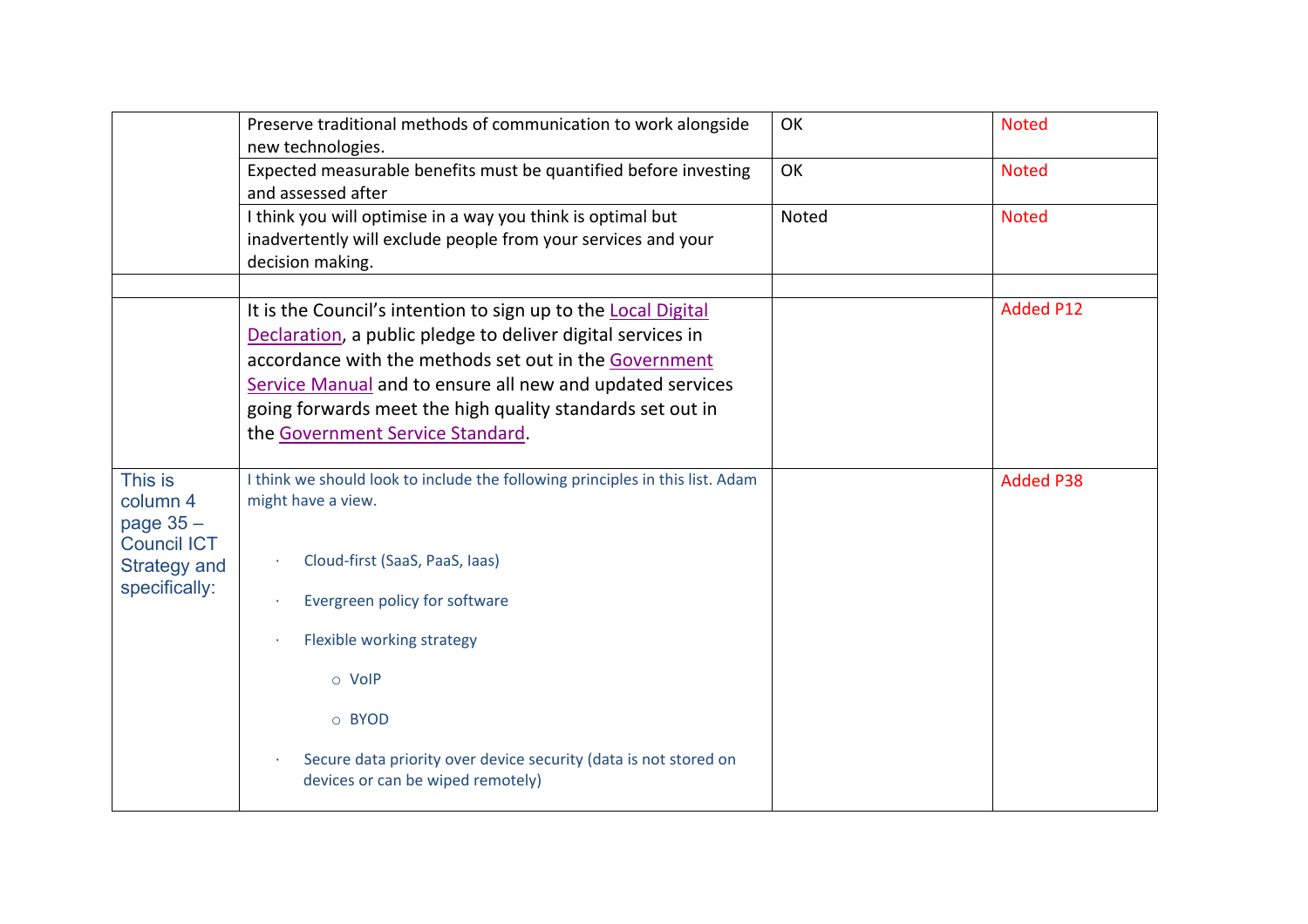|  |  |  |  |
|---|---|---|---|
|  | Preserve traditional methods of communication to work alongside new technologies. | OK | Noted |
|  | Expected measurable benefits must be quantified before investing and assessed after | OK | Noted |
|  | I think you will optimise in a way you think is optimal but inadvertently will exclude people from your services and your decision making. | Noted | Noted |
|  |  |  |  |
|  | It is the Council's intention to sign up to the Local Digital Declaration, a public pledge to deliver digital services in accordance with the methods set out in the Government Service Manual and to ensure all new and updated services going forwards meet the high quality standards set out in the Government Service Standard. |  | Added P12 |
| This is column 4 page 35 – Council ICT Strategy and specifically: | I think we should look to include the following principles in this list. Adam might have a view.<br><br>· Cloud-first (SaaS, PaaS, Iaas)<br>· Evergreen policy for software<br>· Flexible working strategy<br>&nbsp;&nbsp;&nbsp;&nbsp;○ VoIP<br>&nbsp;&nbsp;&nbsp;&nbsp;○ BYOD<br>· Secure data priority over device security (data is not stored on devices or can be wiped remotely) |  | Added P38 |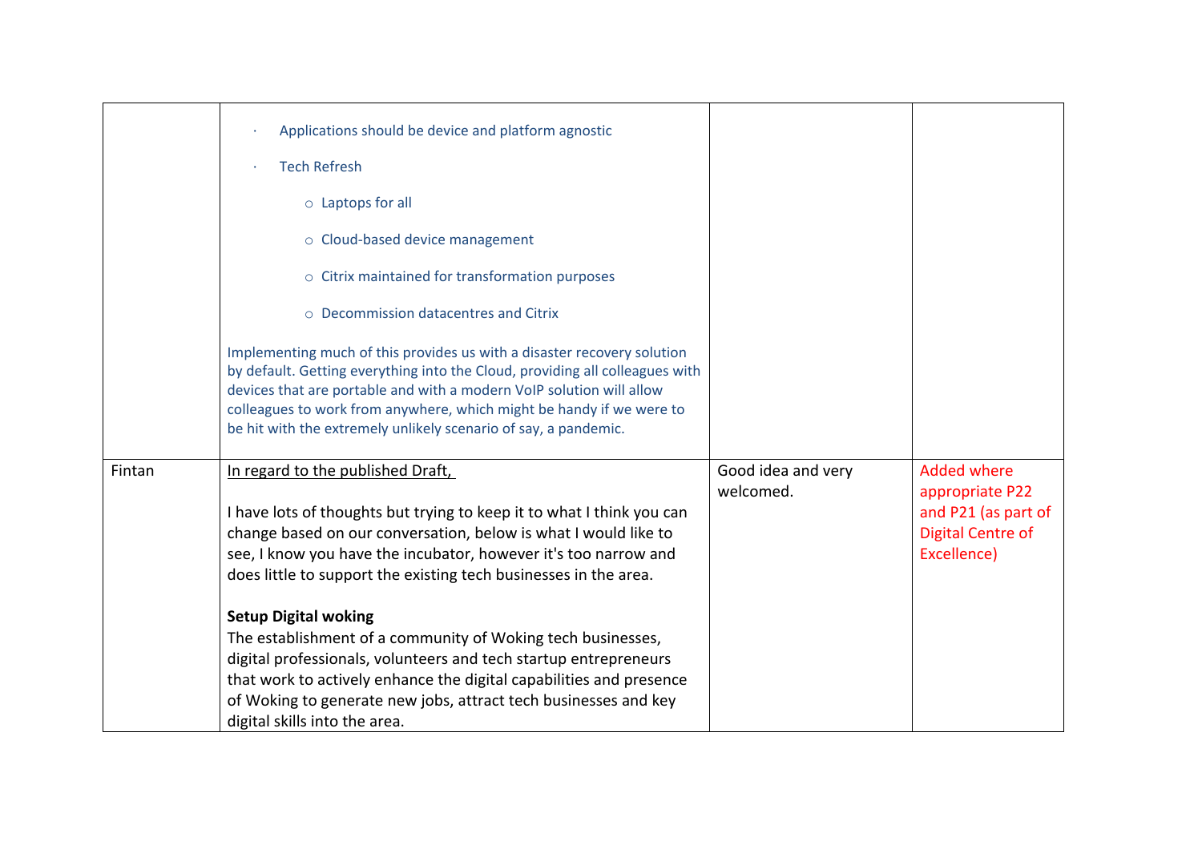| | | | |
|---|---|---|---|
| | · Applications should be device and platform agnostic<br><br>· Tech Refresh<br><br>○ Laptops for all<br><br>○ Cloud-based device management<br><br>○ Citrix maintained for transformation purposes<br><br>○ Decommission datacentres and Citrix<br><br>Implementing much of this provides us with a disaster recovery solution by default. Getting everything into the Cloud, providing all colleagues with devices that are portable and with a modern VoIP solution will allow colleagues to work from anywhere, which might be handy if we were to be hit with the extremely unlikely scenario of say, a pandemic. | | |
| Fintan | In regard to the published Draft,<br><br>I have lots of thoughts but trying to keep it to what I think you can change based on our conversation, below is what I would like to see, I know you have the incubator, however it's too narrow and does little to support the existing tech businesses in the area.<br><br>**Setup Digital woking**<br>The establishment of a community of Woking tech businesses, digital professionals, volunteers and tech startup entrepreneurs that work to actively enhance the digital capabilities and presence of Woking to generate new jobs, attract tech businesses and key digital skills into the area. | Good idea and very welcomed. | Added where appropriate P22 and P21 (as part of Digital Centre of Excellence) |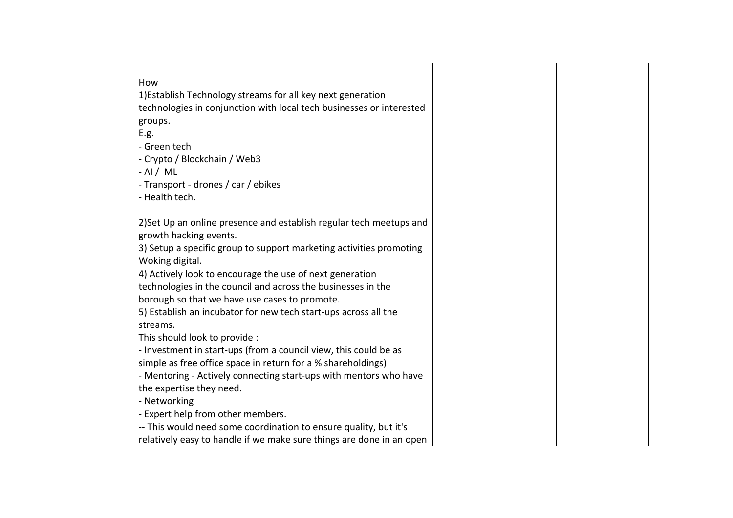|  | How<br>1)Establish Technology streams for all key next generation technologies in conjunction with local tech businesses or interested groups.<br>E.g.<br>- Green tech<br>- Crypto / Blockchain / Web3<br>- AI /  ML<br>- Transport - drones / car / ebikes<br>- Health tech.<br><br>2)Set Up an online presence and establish regular tech meetups and growth hacking events.<br>3) Setup a specific group to support marketing activities promoting Woking digital.<br>4) Actively look to encourage the use of next generation technologies in the council and across the businesses in the borough so that we have use cases to promote.<br>5) Establish an incubator for new tech start-ups across all the streams.<br>This should look to provide :<br>- Investment in start-ups (from a council view, this could be as simple as free office space in return for a % shareholdings)<br>- Mentoring - Actively connecting start-ups with mentors who have the expertise they need.<br>- Networking<br>- Expert help from other members.<br>-- This would need some coordination to ensure quality, but it's relatively easy to handle if we make sure things are done in an open |  |  |
|---|---|---|---|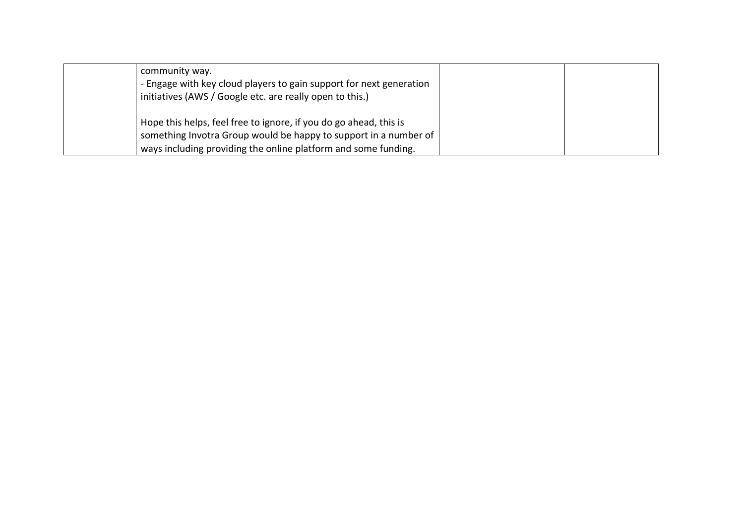| | | | |
|---|---|---|---|
| | community way.<br>- Engage with key cloud players to gain support for next generation initiatives (AWS / Google etc. are really open to this.)<br><br>Hope this helps, feel free to ignore, if you do go ahead, this is something Invotra Group would be happy to support in a number of ways including providing the online platform and some funding. | | |